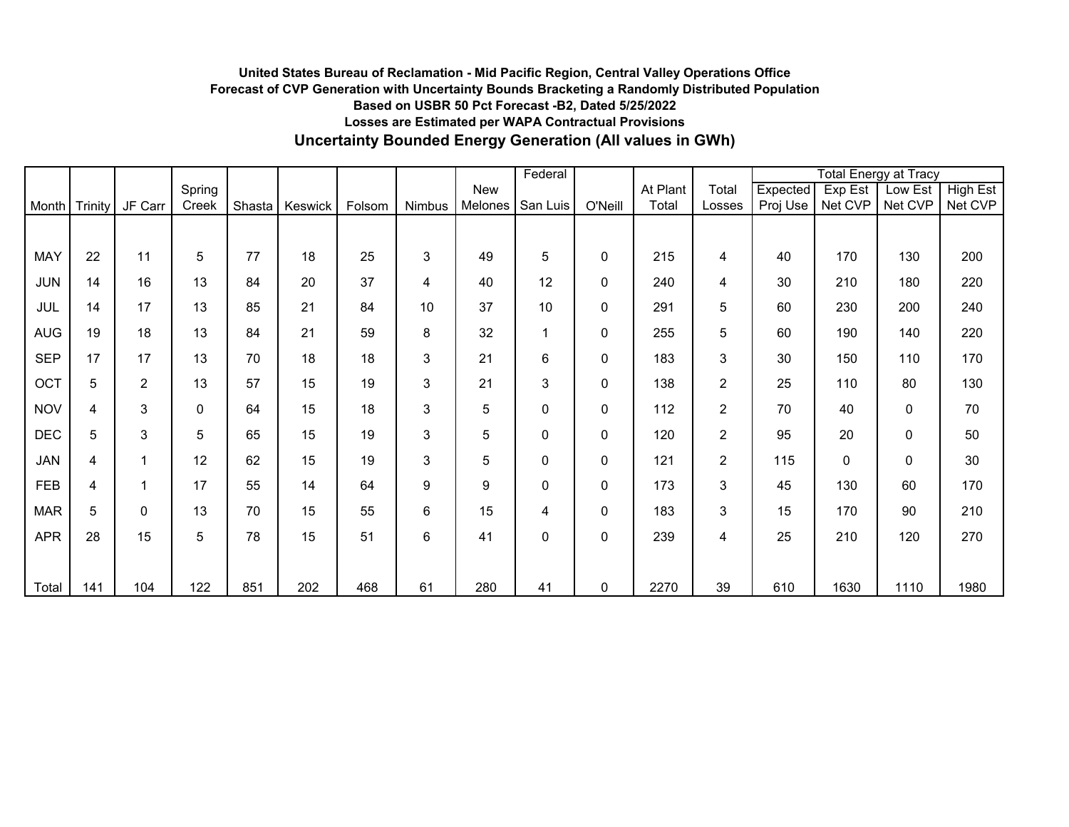**United States Bureau of Reclamation - Mid Pacific Region, Central Valley Operations Office**

**Forecast of CVP Generation with Uncertainty Bounds Bracketing a Randomly Distributed Population**

**Based on USBR 50 Pct Forecast -B2, Dated 5/25/2022**

**Losses are Estimated per WAPA Contractual Provisions**

## Uncertainty Bounded Energy Generation (All values in GWh)

| | | | | | | | | | | | | | Total Energy at Tracy | | | |
|---|---|---|---|---|---|---|---|---|---|---|---|---|---|---|---|---|
| Month | Trinity | JF Carr | Spring Creek | Shasta | Keswick | Folsom | Nimbus | New Melones | Federal San Luis | O'Neill | At Plant Total | Total Losses | Expected Proj Use | Exp Est Net CVP | Low Est Net CVP | High Est Net CVP |
| MAY | 22 | 11 | 5 | 77 | 18 | 25 | 3 | 49 | 5 | 0 | 215 | 4 | 40 | 170 | 130 | 200 |
| JUN | 14 | 16 | 13 | 84 | 20 | 37 | 4 | 40 | 12 | 0 | 240 | 4 | 30 | 210 | 180 | 220 |
| JUL | 14 | 17 | 13 | 85 | 21 | 84 | 10 | 37 | 10 | 0 | 291 | 5 | 60 | 230 | 200 | 240 |
| AUG | 19 | 18 | 13 | 84 | 21 | 59 | 8 | 32 | 1 | 0 | 255 | 5 | 60 | 190 | 140 | 220 |
| SEP | 17 | 17 | 13 | 70 | 18 | 18 | 3 | 21 | 6 | 0 | 183 | 3 | 30 | 150 | 110 | 170 |
| OCT | 5 | 2 | 13 | 57 | 15 | 19 | 3 | 21 | 3 | 0 | 138 | 2 | 25 | 110 | 80 | 130 |
| NOV | 4 | 3 | 0 | 64 | 15 | 18 | 3 | 5 | 0 | 0 | 112 | 2 | 70 | 40 | 0 | 70 |
| DEC | 5 | 3 | 5 | 65 | 15 | 19 | 3 | 5 | 0 | 0 | 120 | 2 | 95 | 20 | 0 | 50 |
| JAN | 4 | 1 | 12 | 62 | 15 | 19 | 3 | 5 | 0 | 0 | 121 | 2 | 115 | 0 | 0 | 30 |
| FEB | 4 | 1 | 17 | 55 | 14 | 64 | 9 | 9 | 0 | 0 | 173 | 3 | 45 | 130 | 60 | 170 |
| MAR | 5 | 0 | 13 | 70 | 15 | 55 | 6 | 15 | 4 | 0 | 183 | 3 | 15 | 170 | 90 | 210 |
| APR | 28 | 15 | 5 | 78 | 15 | 51 | 6 | 41 | 0 | 0 | 239 | 4 | 25 | 210 | 120 | 270 |
| Total | 141 | 104 | 122 | 851 | 202 | 468 | 61 | 280 | 41 | 0 | 2270 | 39 | 610 | 1630 | 1110 | 1980 |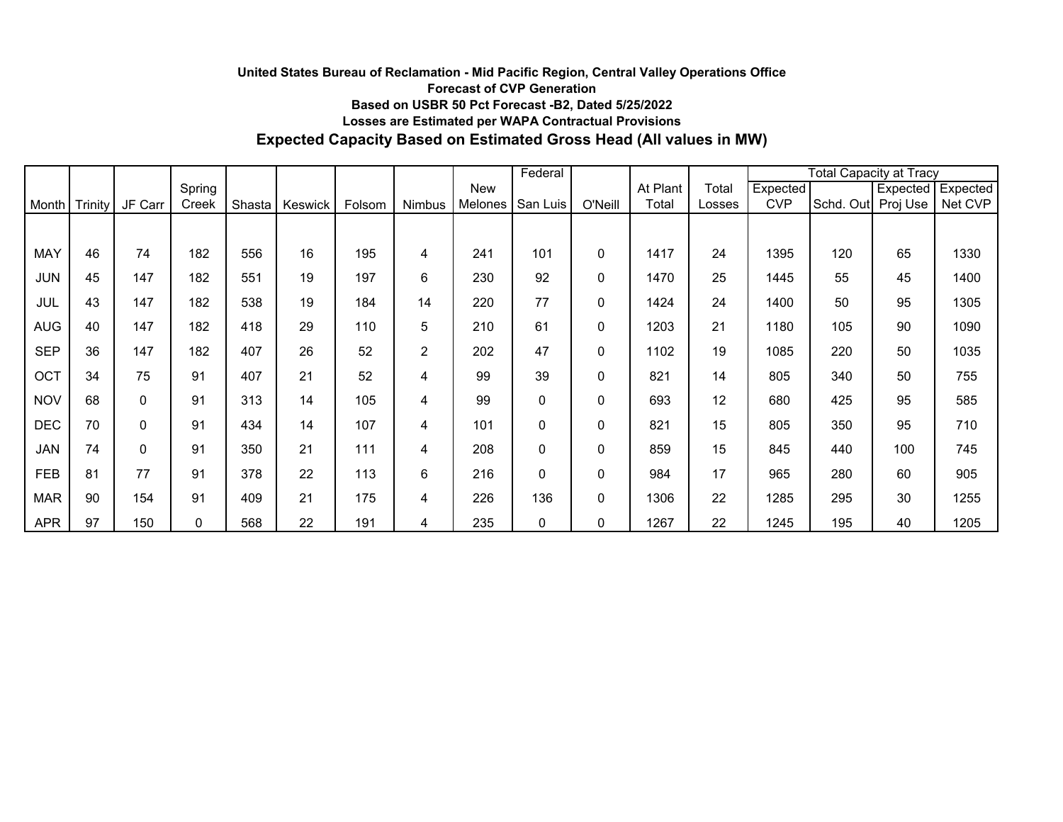**United States Bureau of Reclamation - Mid Pacific Region, Central Valley Operations Office**

**Forecast of CVP Generation**

**Based on USBR 50 Pct Forecast -B2, Dated 5/25/2022**

**Losses are Estimated per WAPA Contractual Provisions**

## Expected Capacity Based on Estimated Gross Head (All values in MW)

| Month | Trinity | JF Carr | Spring Creek | Shasta | Keswick | Folsom | Nimbus | New Melones | Federal San Luis | O'Neill | At Plant Total | Total Losses | Total Capacity at Tracy | | | |
|---|---|---|---|---|---|---|---|---|---|---|---|---|---|---|---|---|
| | | | | | | | | | | | | | Expected CVP | Schd. Out | Expected Proj Use | Expected Net CVP |
| MAY | 46 | 74 | 182 | 556 | 16 | 195 | 4 | 241 | 101 | 0 | 1417 | 24 | 1395 | 120 | 65 | 1330 |
| JUN | 45 | 147 | 182 | 551 | 19 | 197 | 6 | 230 | 92 | 0 | 1470 | 25 | 1445 | 55 | 45 | 1400 |
| JUL | 43 | 147 | 182 | 538 | 19 | 184 | 14 | 220 | 77 | 0 | 1424 | 24 | 1400 | 50 | 95 | 1305 |
| AUG | 40 | 147 | 182 | 418 | 29 | 110 | 5 | 210 | 61 | 0 | 1203 | 21 | 1180 | 105 | 90 | 1090 |
| SEP | 36 | 147 | 182 | 407 | 26 | 52 | 2 | 202 | 47 | 0 | 1102 | 19 | 1085 | 220 | 50 | 1035 |
| OCT | 34 | 75 | 91 | 407 | 21 | 52 | 4 | 99 | 39 | 0 | 821 | 14 | 805 | 340 | 50 | 755 |
| NOV | 68 | 0 | 91 | 313 | 14 | 105 | 4 | 99 | 0 | 0 | 693 | 12 | 680 | 425 | 95 | 585 |
| DEC | 70 | 0 | 91 | 434 | 14 | 107 | 4 | 101 | 0 | 0 | 821 | 15 | 805 | 350 | 95 | 710 |
| JAN | 74 | 0 | 91 | 350 | 21 | 111 | 4 | 208 | 0 | 0 | 859 | 15 | 845 | 440 | 100 | 745 |
| FEB | 81 | 77 | 91 | 378 | 22 | 113 | 6 | 216 | 0 | 0 | 984 | 17 | 965 | 280 | 60 | 905 |
| MAR | 90 | 154 | 91 | 409 | 21 | 175 | 4 | 226 | 136 | 0 | 1306 | 22 | 1285 | 295 | 30 | 1255 |
| APR | 97 | 150 | 0 | 568 | 22 | 191 | 4 | 235 | 0 | 0 | 1267 | 22 | 1245 | 195 | 40 | 1205 |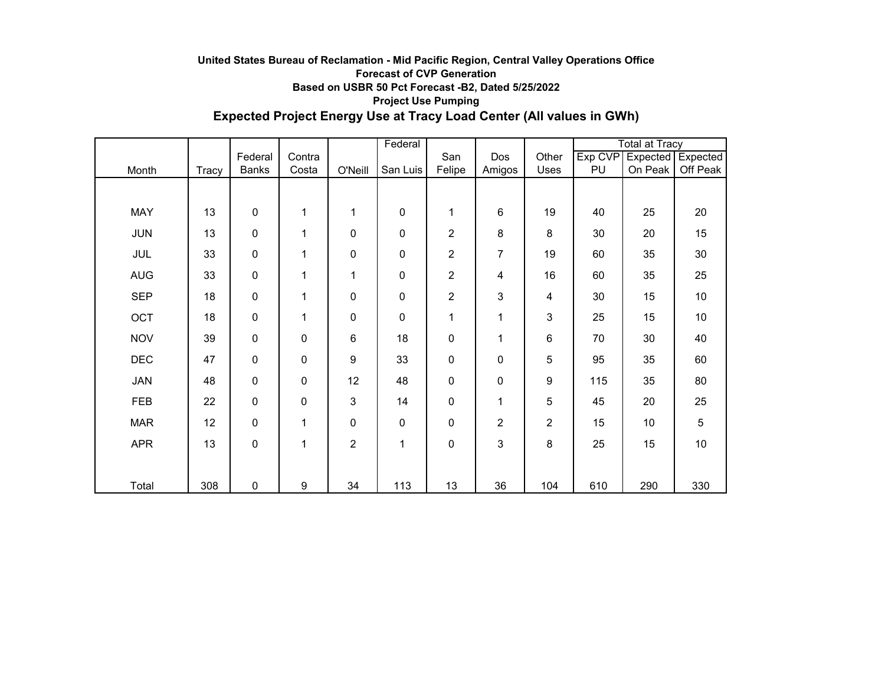**United States Bureau of Reclamation - Mid Pacific Region, Central Valley Operations Office**

**Forecast of CVP Generation**

**Based on USBR 50 Pct Forecast -B2, Dated 5/25/2022**

**Project Use Pumping**

## Expected Project Energy Use at Tracy Load Center (All values in GWh)

| Month | Tracy | Federal Banks | Contra Costa | O'Neill | Federal San Luis | San Felipe | Dos Amigos | Other Uses | Total at Tracy | | |
|---|---|---|---|---|---|---|---|---|---|---|---|
| | | | | | | | | | Exp CVP PU | Expected On Peak | Expected Off Peak |
| MAY | 13 | 0 | 1 | 1 | 0 | 1 | 6 | 19 | 40 | 25 | 20 |
| JUN | 13 | 0 | 1 | 0 | 0 | 2 | 8 | 8 | 30 | 20 | 15 |
| JUL | 33 | 0 | 1 | 0 | 0 | 2 | 7 | 19 | 60 | 35 | 30 |
| AUG | 33 | 0 | 1 | 1 | 0 | 2 | 4 | 16 | 60 | 35 | 25 |
| SEP | 18 | 0 | 1 | 0 | 0 | 2 | 3 | 4 | 30 | 15 | 10 |
| OCT | 18 | 0 | 1 | 0 | 0 | 1 | 1 | 3 | 25 | 15 | 10 |
| NOV | 39 | 0 | 0 | 6 | 18 | 0 | 1 | 6 | 70 | 30 | 40 |
| DEC | 47 | 0 | 0 | 9 | 33 | 0 | 0 | 5 | 95 | 35 | 60 |
| JAN | 48 | 0 | 0 | 12 | 48 | 0 | 0 | 9 | 115 | 35 | 80 |
| FEB | 22 | 0 | 0 | 3 | 14 | 0 | 1 | 5 | 45 | 20 | 25 |
| MAR | 12 | 0 | 1 | 0 | 0 | 0 | 2 | 2 | 15 | 10 | 5 |
| APR | 13 | 0 | 1 | 2 | 1 | 0 | 3 | 8 | 25 | 15 | 10 |
| Total | 308 | 0 | 9 | 34 | 113 | 13 | 36 | 104 | 610 | 290 | 330 |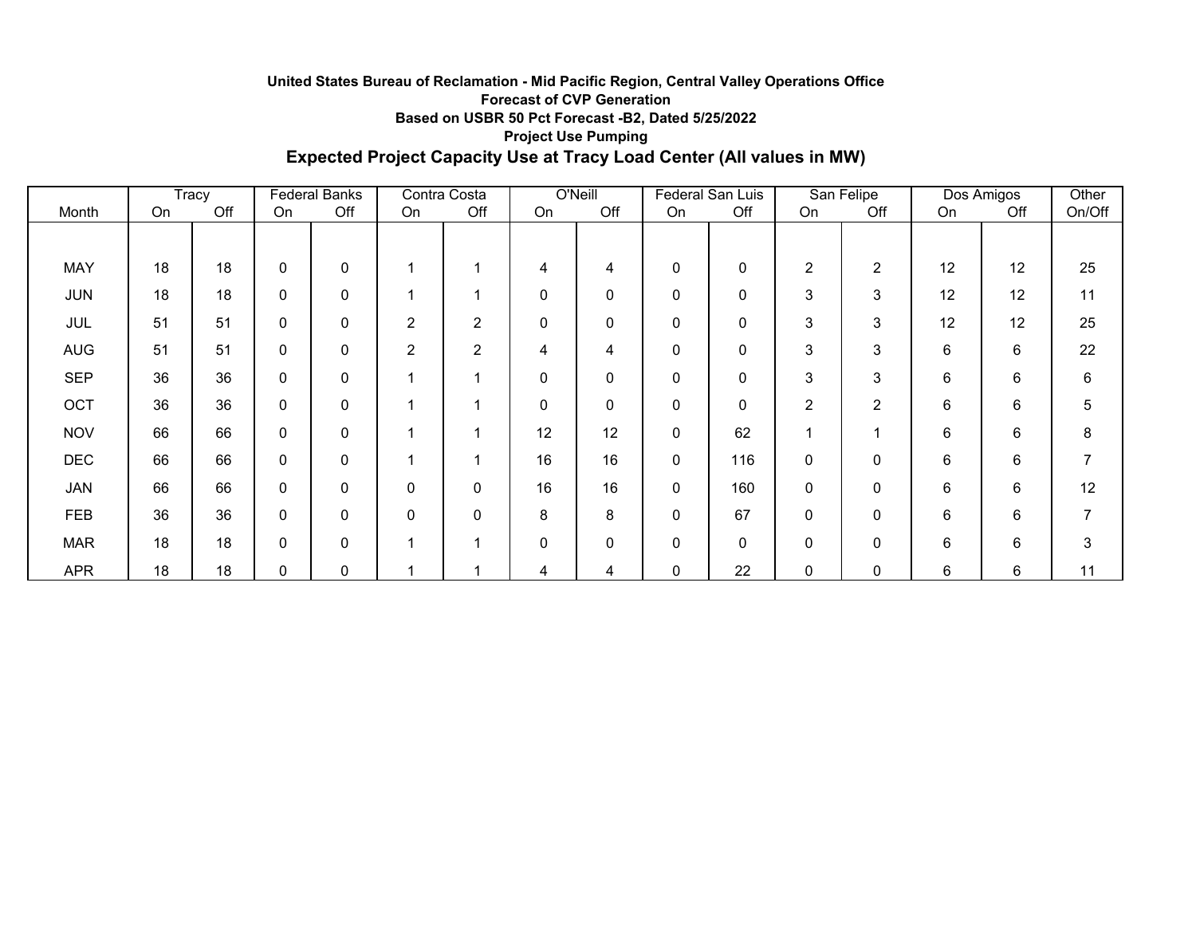**United States Bureau of Reclamation - Mid Pacific Region, Central Valley Operations Office**

**Forecast of CVP Generation**

**Based on USBR 50 Pct Forecast -B2, Dated 5/25/2022**

**Project Use Pumping**

## Expected Project Capacity Use at Tracy Load Center (All values in MW)

| | Tracy | | Federal Banks | | Contra Costa | | O'Neill | | Federal San Luis | | San Felipe | | Dos Amigos | | Other |
|---|---|---|---|---|---|---|---|---|---|---|---|---|---|---|---|
| Month | On | Off | On | Off | On | Off | On | Off | On | Off | On | Off | On | Off | On/Off |
| MAY | 18 | 18 | 0 | 0 | 1 | 1 | 4 | 4 | 0 | 0 | 2 | 2 | 12 | 12 | 25 |
| JUN | 18 | 18 | 0 | 0 | 1 | 1 | 0 | 0 | 0 | 0 | 3 | 3 | 12 | 12 | 11 |
| JUL | 51 | 51 | 0 | 0 | 2 | 2 | 0 | 0 | 0 | 0 | 3 | 3 | 12 | 12 | 25 |
| AUG | 51 | 51 | 0 | 0 | 2 | 2 | 4 | 4 | 0 | 0 | 3 | 3 | 6 | 6 | 22 |
| SEP | 36 | 36 | 0 | 0 | 1 | 1 | 0 | 0 | 0 | 0 | 3 | 3 | 6 | 6 | 6 |
| OCT | 36 | 36 | 0 | 0 | 1 | 1 | 0 | 0 | 0 | 0 | 2 | 2 | 6 | 6 | 5 |
| NOV | 66 | 66 | 0 | 0 | 1 | 1 | 12 | 12 | 0 | 62 | 1 | 1 | 6 | 6 | 8 |
| DEC | 66 | 66 | 0 | 0 | 1 | 1 | 16 | 16 | 0 | 116 | 0 | 0 | 6 | 6 | 7 |
| JAN | 66 | 66 | 0 | 0 | 0 | 0 | 16 | 16 | 0 | 160 | 0 | 0 | 6 | 6 | 12 |
| FEB | 36 | 36 | 0 | 0 | 0 | 0 | 8 | 8 | 0 | 67 | 0 | 0 | 6 | 6 | 7 |
| MAR | 18 | 18 | 0 | 0 | 1 | 1 | 0 | 0 | 0 | 0 | 0 | 0 | 6 | 6 | 3 |
| APR | 18 | 18 | 0 | 0 | 1 | 1 | 4 | 4 | 0 | 22 | 0 | 0 | 6 | 6 | 11 |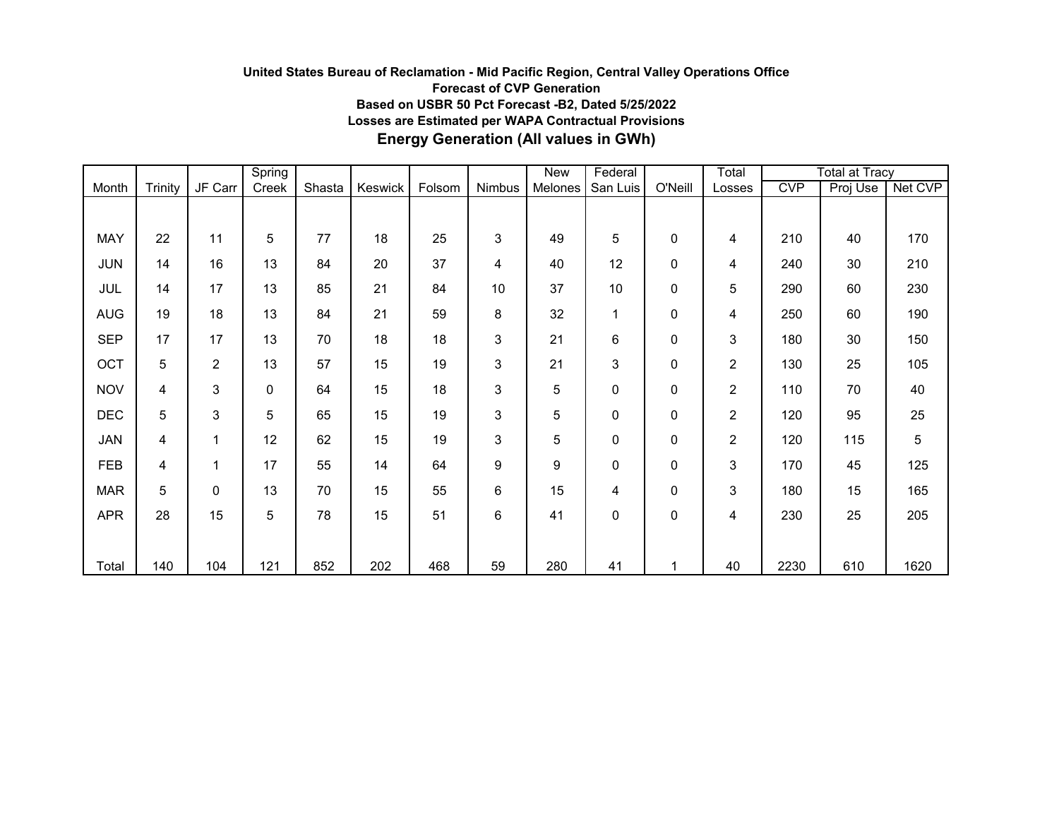**United States Bureau of Reclamation - Mid Pacific Region, Central Valley Operations Office**

**Forecast of CVP Generation**

**Based on USBR 50 Pct Forecast -B2, Dated 5/25/2022**

**Losses are Estimated per WAPA Contractual Provisions**

**Energy Generation (All values in GWh)**

| Month | Trinity | JF Carr | Spring Creek | Shasta | Keswick | Folsom | Nimbus | New Melones | Federal San Luis | O'Neill | Total Losses | Total at Tracy | | |
|---|---|---|---|---|---|---|---|---|---|---|---|---|---|---|
| | | | | | | | | | | | | CVP | Proj Use | Net CVP |
| MAY | 22 | 11 | 5 | 77 | 18 | 25 | 3 | 49 | 5 | 0 | 4 | 210 | 40 | 170 |
| JUN | 14 | 16 | 13 | 84 | 20 | 37 | 4 | 40 | 12 | 0 | 4 | 240 | 30 | 210 |
| JUL | 14 | 17 | 13 | 85 | 21 | 84 | 10 | 37 | 10 | 0 | 5 | 290 | 60 | 230 |
| AUG | 19 | 18 | 13 | 84 | 21 | 59 | 8 | 32 | 1 | 0 | 4 | 250 | 60 | 190 |
| SEP | 17 | 17 | 13 | 70 | 18 | 18 | 3 | 21 | 6 | 0 | 3 | 180 | 30 | 150 |
| OCT | 5 | 2 | 13 | 57 | 15 | 19 | 3 | 21 | 3 | 0 | 2 | 130 | 25 | 105 |
| NOV | 4 | 3 | 0 | 64 | 15 | 18 | 3 | 5 | 0 | 0 | 2 | 110 | 70 | 40 |
| DEC | 5 | 3 | 5 | 65 | 15 | 19 | 3 | 5 | 0 | 0 | 2 | 120 | 95 | 25 |
| JAN | 4 | 1 | 12 | 62 | 15 | 19 | 3 | 5 | 0 | 0 | 2 | 120 | 115 | 5 |
| FEB | 4 | 1 | 17 | 55 | 14 | 64 | 9 | 9 | 0 | 0 | 3 | 170 | 45 | 125 |
| MAR | 5 | 0 | 13 | 70 | 15 | 55 | 6 | 15 | 4 | 0 | 3 | 180 | 15 | 165 |
| APR | 28 | 15 | 5 | 78 | 15 | 51 | 6 | 41 | 0 | 0 | 4 | 230 | 25 | 205 |
| Total | 140 | 104 | 121 | 852 | 202 | 468 | 59 | 280 | 41 | 1 | 40 | 2230 | 610 | 1620 |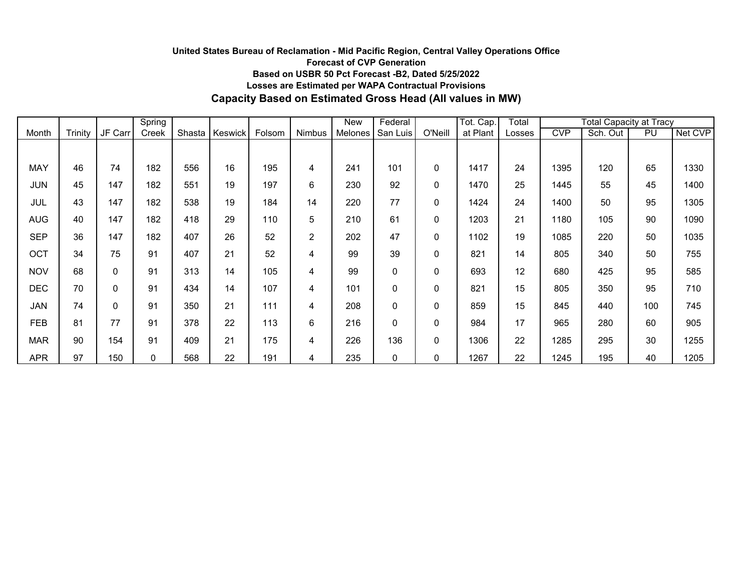**United States Bureau of Reclamation - Mid Pacific Region, Central Valley Operations Office**

**Forecast of CVP Generation**

**Based on USBR 50 Pct Forecast -B2, Dated 5/25/2022**

**Losses are Estimated per WAPA Contractual Provisions**

## Capacity Based on Estimated Gross Head (All values in MW)

| | | | | | | | | | | | | | Total Capacity at Tracy | | | |
|---|---|---|---|---|---|---|---|---|---|---|---|---|---|---|---|---|
| Month | Trinity | JF Carr | Spring Creek | Shasta | Keswick | Folsom | Nimbus | New Melones | Federal San Luis | O'Neill | Tot. Cap. at Plant | Total Losses | CVP | Sch. Out | PU | Net CVP |
| MAY | 46 | 74 | 182 | 556 | 16 | 195 | 4 | 241 | 101 | 0 | 1417 | 24 | 1395 | 120 | 65 | 1330 |
| JUN | 45 | 147 | 182 | 551 | 19 | 197 | 6 | 230 | 92 | 0 | 1470 | 25 | 1445 | 55 | 45 | 1400 |
| JUL | 43 | 147 | 182 | 538 | 19 | 184 | 14 | 220 | 77 | 0 | 1424 | 24 | 1400 | 50 | 95 | 1305 |
| AUG | 40 | 147 | 182 | 418 | 29 | 110 | 5 | 210 | 61 | 0 | 1203 | 21 | 1180 | 105 | 90 | 1090 |
| SEP | 36 | 147 | 182 | 407 | 26 | 52 | 2 | 202 | 47 | 0 | 1102 | 19 | 1085 | 220 | 50 | 1035 |
| OCT | 34 | 75 | 91 | 407 | 21 | 52 | 4 | 99 | 39 | 0 | 821 | 14 | 805 | 340 | 50 | 755 |
| NOV | 68 | 0 | 91 | 313 | 14 | 105 | 4 | 99 | 0 | 0 | 693 | 12 | 680 | 425 | 95 | 585 |
| DEC | 70 | 0 | 91 | 434 | 14 | 107 | 4 | 101 | 0 | 0 | 821 | 15 | 805 | 350 | 95 | 710 |
| JAN | 74 | 0 | 91 | 350 | 21 | 111 | 4 | 208 | 0 | 0 | 859 | 15 | 845 | 440 | 100 | 745 |
| FEB | 81 | 77 | 91 | 378 | 22 | 113 | 6 | 216 | 0 | 0 | 984 | 17 | 965 | 280 | 60 | 905 |
| MAR | 90 | 154 | 91 | 409 | 21 | 175 | 4 | 226 | 136 | 0 | 1306 | 22 | 1285 | 295 | 30 | 1255 |
| APR | 97 | 150 | 0 | 568 | 22 | 191 | 4 | 235 | 0 | 0 | 1267 | 22 | 1245 | 195 | 40 | 1205 |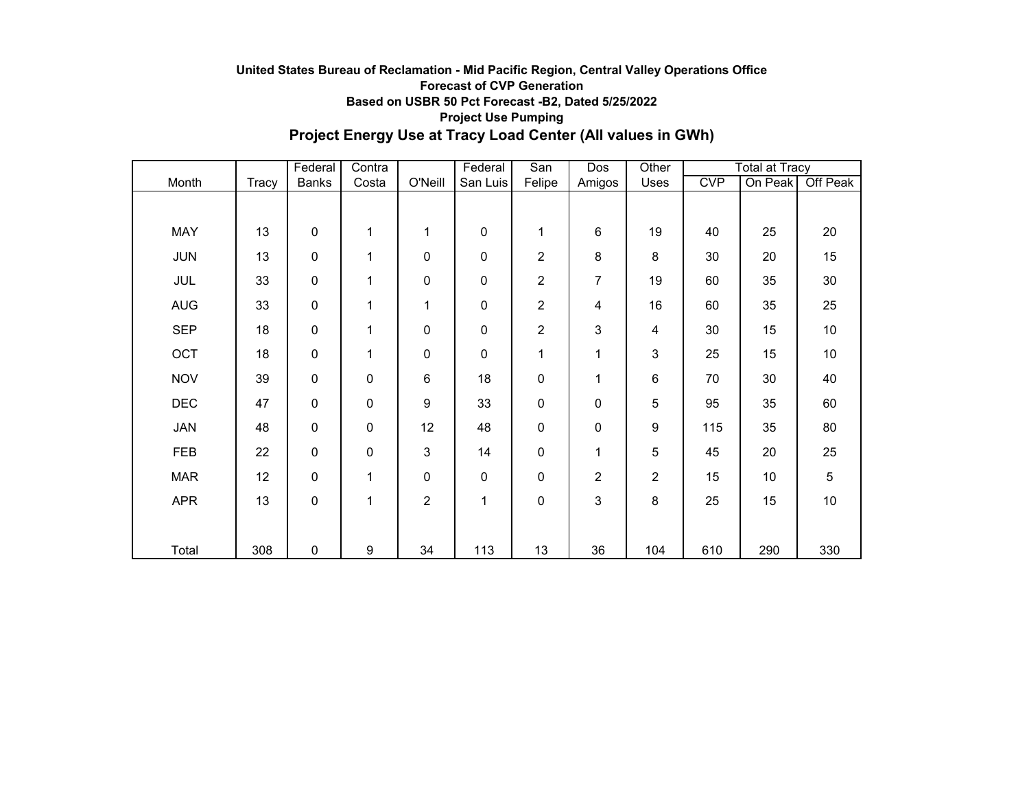**United States Bureau of Reclamation - Mid Pacific Region, Central Valley Operations Office**

**Forecast of CVP Generation**

**Based on USBR 50 Pct Forecast -B2, Dated 5/25/2022**

**Project Use Pumping**

## Project Energy Use at Tracy Load Center (All values in GWh)

| Month | Tracy | Federal Banks | Contra Costa | O'Neill | Federal San Luis | San Felipe | Dos Amigos | Other Uses | Total at Tracy | | |
|---|---|---|---|---|---|---|---|---|---|---|---|
| | | | | | | | | | CVP | On Peak | Off Peak |
| MAY | 13 | 0 | 1 | 1 | 0 | 1 | 6 | 19 | 40 | 25 | 20 |
| JUN | 13 | 0 | 1 | 0 | 0 | 2 | 8 | 8 | 30 | 20 | 15 |
| JUL | 33 | 0 | 1 | 0 | 0 | 2 | 7 | 19 | 60 | 35 | 30 |
| AUG | 33 | 0 | 1 | 1 | 0 | 2 | 4 | 16 | 60 | 35 | 25 |
| SEP | 18 | 0 | 1 | 0 | 0 | 2 | 3 | 4 | 30 | 15 | 10 |
| OCT | 18 | 0 | 1 | 0 | 0 | 1 | 1 | 3 | 25 | 15 | 10 |
| NOV | 39 | 0 | 0 | 6 | 18 | 0 | 1 | 6 | 70 | 30 | 40 |
| DEC | 47 | 0 | 0 | 9 | 33 | 0 | 0 | 5 | 95 | 35 | 60 |
| JAN | 48 | 0 | 0 | 12 | 48 | 0 | 0 | 9 | 115 | 35 | 80 |
| FEB | 22 | 0 | 0 | 3 | 14 | 0 | 1 | 5 | 45 | 20 | 25 |
| MAR | 12 | 0 | 1 | 0 | 0 | 0 | 2 | 2 | 15 | 10 | 5 |
| APR | 13 | 0 | 1 | 2 | 1 | 0 | 3 | 8 | 25 | 15 | 10 |
| Total | 308 | 0 | 9 | 34 | 113 | 13 | 36 | 104 | 610 | 290 | 330 |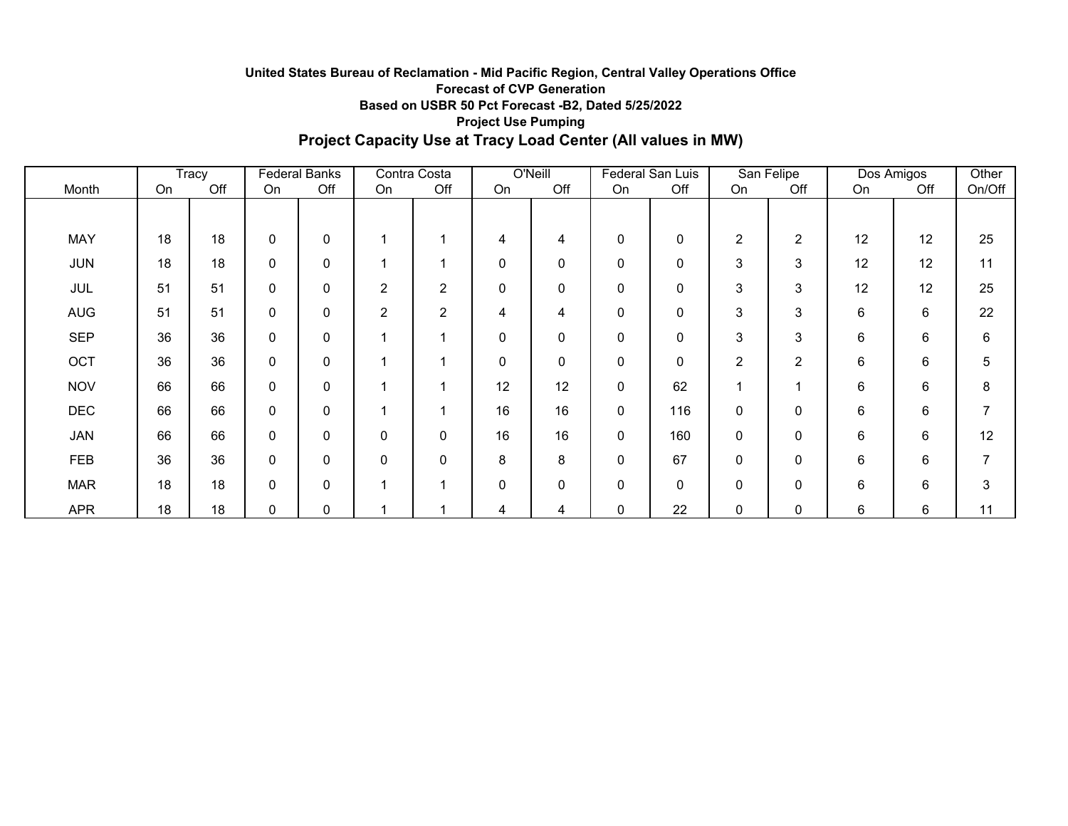**United States Bureau of Reclamation - Mid Pacific Region, Central Valley Operations Office**

**Forecast of CVP Generation**

**Based on USBR 50 Pct Forecast -B2, Dated 5/25/2022**

**Project Use Pumping**

## Project Capacity Use at Tracy Load Center (All values in MW)

| | Tracy | | Federal Banks | | Contra Costa | | O'Neill | | Federal San Luis | | San Felipe | | Dos Amigos | | Other |
|---|---|---|---|---|---|---|---|---|---|---|---|---|---|---|---|
| Month | On | Off | On | Off | On | Off | On | Off | On | Off | On | Off | On | Off | On/Off |
| MAY | 18 | 18 | 0 | 0 | 1 | 1 | 4 | 4 | 0 | 0 | 2 | 2 | 12 | 12 | 25 |
| JUN | 18 | 18 | 0 | 0 | 1 | 1 | 0 | 0 | 0 | 0 | 3 | 3 | 12 | 12 | 11 |
| JUL | 51 | 51 | 0 | 0 | 2 | 2 | 0 | 0 | 0 | 0 | 3 | 3 | 12 | 12 | 25 |
| AUG | 51 | 51 | 0 | 0 | 2 | 2 | 4 | 4 | 0 | 0 | 3 | 3 | 6 | 6 | 22 |
| SEP | 36 | 36 | 0 | 0 | 1 | 1 | 0 | 0 | 0 | 0 | 3 | 3 | 6 | 6 | 6 |
| OCT | 36 | 36 | 0 | 0 | 1 | 1 | 0 | 0 | 0 | 0 | 2 | 2 | 6 | 6 | 5 |
| NOV | 66 | 66 | 0 | 0 | 1 | 1 | 12 | 12 | 0 | 62 | 1 | 1 | 6 | 6 | 8 |
| DEC | 66 | 66 | 0 | 0 | 1 | 1 | 16 | 16 | 0 | 116 | 0 | 0 | 6 | 6 | 7 |
| JAN | 66 | 66 | 0 | 0 | 0 | 0 | 16 | 16 | 0 | 160 | 0 | 0 | 6 | 6 | 12 |
| FEB | 36 | 36 | 0 | 0 | 0 | 0 | 8 | 8 | 0 | 67 | 0 | 0 | 6 | 6 | 7 |
| MAR | 18 | 18 | 0 | 0 | 1 | 1 | 0 | 0 | 0 | 0 | 0 | 0 | 6 | 6 | 3 |
| APR | 18 | 18 | 0 | 0 | 1 | 1 | 4 | 4 | 0 | 22 | 0 | 0 | 6 | 6 | 11 |